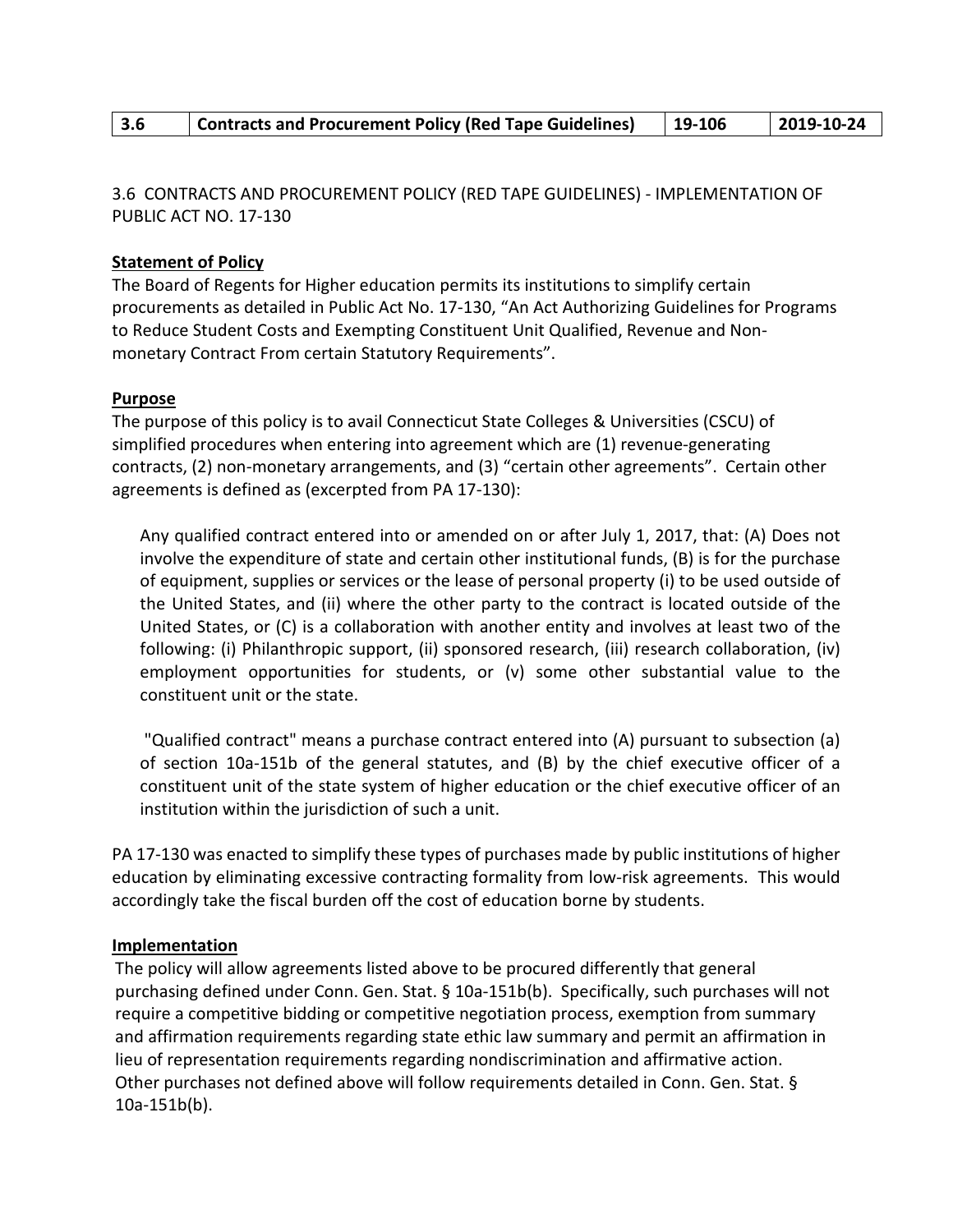| 3.6 | Contracts and Procurement Policy (Red Tape Guidelines) | 19-106 | 2019-10-24 |
|---|---|---|---|

3.6 CONTRACTS AND PROCUREMENT POLICY (RED TAPE GUIDELINES) - IMPLEMENTATION OF PUBLIC ACT NO. 17-130

**Statement of Policy**

The Board of Regents for Higher education permits its institutions to simplify certain procurements as detailed in Public Act No. 17-130, "An Act Authorizing Guidelines for Programs to Reduce Student Costs and Exempting Constituent Unit Qualified, Revenue and Non-monetary Contract From certain Statutory Requirements".

**Purpose**

The purpose of this policy is to avail Connecticut State Colleges & Universities (CSCU) of simplified procedures when entering into agreement which are (1) revenue-generating contracts, (2) non-monetary arrangements, and (3) "certain other agreements". Certain other agreements is defined as (excerpted from PA 17-130):

> Any qualified contract entered into or amended on or after July 1, 2017, that: (A) Does not involve the expenditure of state and certain other institutional funds, (B) is for the purchase of equipment, supplies or services or the lease of personal property (i) to be used outside of the United States, and (ii) where the other party to the contract is located outside of the United States, or (C) is a collaboration with another entity and involves at least two of the following: (i) Philanthropic support, (ii) sponsored research, (iii) research collaboration, (iv) employment opportunities for students, or (v) some other substantial value to the constituent unit or the state.
>
> "Qualified contract" means a purchase contract entered into (A) pursuant to subsection (a) of section 10a-151b of the general statutes, and (B) by the chief executive officer of a constituent unit of the state system of higher education or the chief executive officer of an institution within the jurisdiction of such a unit.

PA 17-130 was enacted to simplify these types of purchases made by public institutions of higher education by eliminating excessive contracting formality from low-risk agreements. This would accordingly take the fiscal burden off the cost of education borne by students.

**Implementation**

The policy will allow agreements listed above to be procured differently that general purchasing defined under Conn. Gen. Stat. § 10a-151b(b). Specifically, such purchases will not require a competitive bidding or competitive negotiation process, exemption from summary and affirmation requirements regarding state ethic law summary and permit an affirmation in lieu of representation requirements regarding nondiscrimination and affirmative action. Other purchases not defined above will follow requirements detailed in Conn. Gen. Stat. § 10a-151b(b).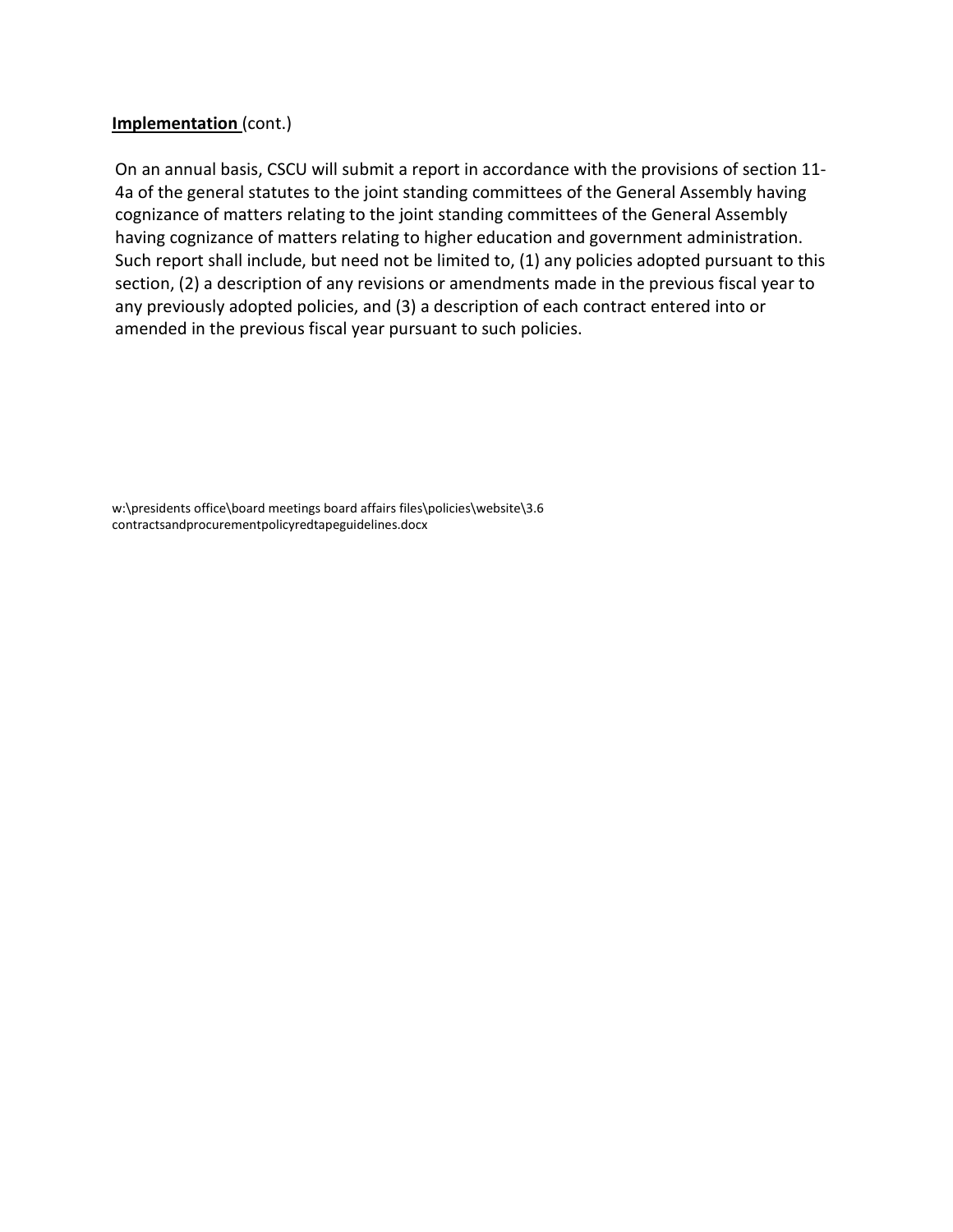**Implementation** (cont.)

On an annual basis, CSCU will submit a report in accordance with the provisions of section 11-4a of the general statutes to the joint standing committees of the General Assembly having cognizance of matters relating to the joint standing committees of the General Assembly having cognizance of matters relating to higher education and government administration. Such report shall include, but need not be limited to, (1) any policies adopted pursuant to this section, (2) a description of any revisions or amendments made in the previous fiscal year to any previously adopted policies, and (3) a description of each contract entered into or amended in the previous fiscal year pursuant to such policies.

w:\presidents office\board meetings board affairs files\policies\website\3.6 contractsandprocurementpolicyredtapeguidelines.docx